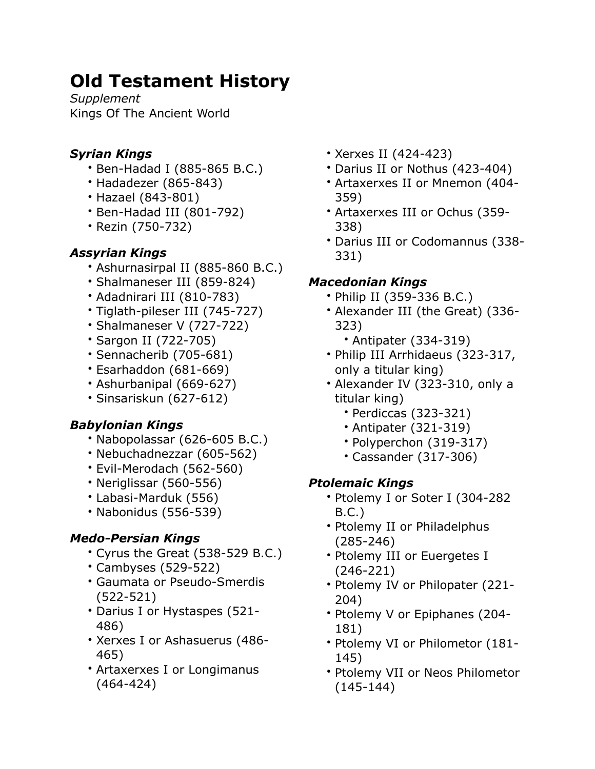# Old Testament History

*Supplement*

Kings Of The Ancient World

### *Syrian Kings*

- Ben-Hadad I (885-865 B.C.)
- Hadadezer (865-843)
- Hazael (843-801)
- Ben-Hadad III (801-792)
- Rezin (750-732)

### *Assyrian Kings*

- Ashurnasirpal II (885-860 B.C.)
- Shalmaneser III (859-824)
- Adadnirari III (810-783)
- Tiglath-pileser III (745-727)
- Shalmaneser V (727-722)
- Sargon II (722-705)
- Sennacherib (705-681)
- Esarhaddon (681-669)
- Ashurbanipal (669-627)
- Sinsariskun (627-612)

### *Babylonian Kings*

- Nabopolassar (626-605 B.C.)
- Nebuchadnezzar (605-562)
- Evil-Merodach (562-560)
- Neriglissar (560-556)
- Labasi-Marduk (556)
- Nabonidus (556-539)

### *Medo-Persian Kings*

- Cyrus the Great (538-529 B.C.)
- Cambyses (529-522)
- Gaumata or Pseudo-Smerdis (522-521)
- Darius I or Hystaspes (521-486)
- Xerxes I or Ashasuerus (486-465)
- Artaxerxes I or Longimanus (464-424)
- Xerxes II (424-423)
- Darius II or Nothus (423-404)
- Artaxerxes II or Mnemon (404-359)
- Artaxerxes III or Ochus (359-338)
- Darius III or Codomannus (338-331)

### *Macedonian Kings*

- Philip II (359-336 B.C.)
- Alexander III (the Great) (336-323)
  - Antipater (334-319)
- Philip III Arrhidaeus (323-317, only a titular king)
- Alexander IV (323-310, only a titular king)
  - Perdiccas (323-321)
  - Antipater (321-319)
  - Polyperchon (319-317)
  - Cassander (317-306)

### *Ptolemaic Kings*

- Ptolemy I or Soter I (304-282 B.C.)
- Ptolemy II or Philadelphus (285-246)
- Ptolemy III or Euergetes I (246-221)
- Ptolemy IV or Philopater (221-204)
- Ptolemy V or Epiphanes (204-181)
- Ptolemy VI or Philometor (181-145)
- Ptolemy VII or Neos Philometor (145-144)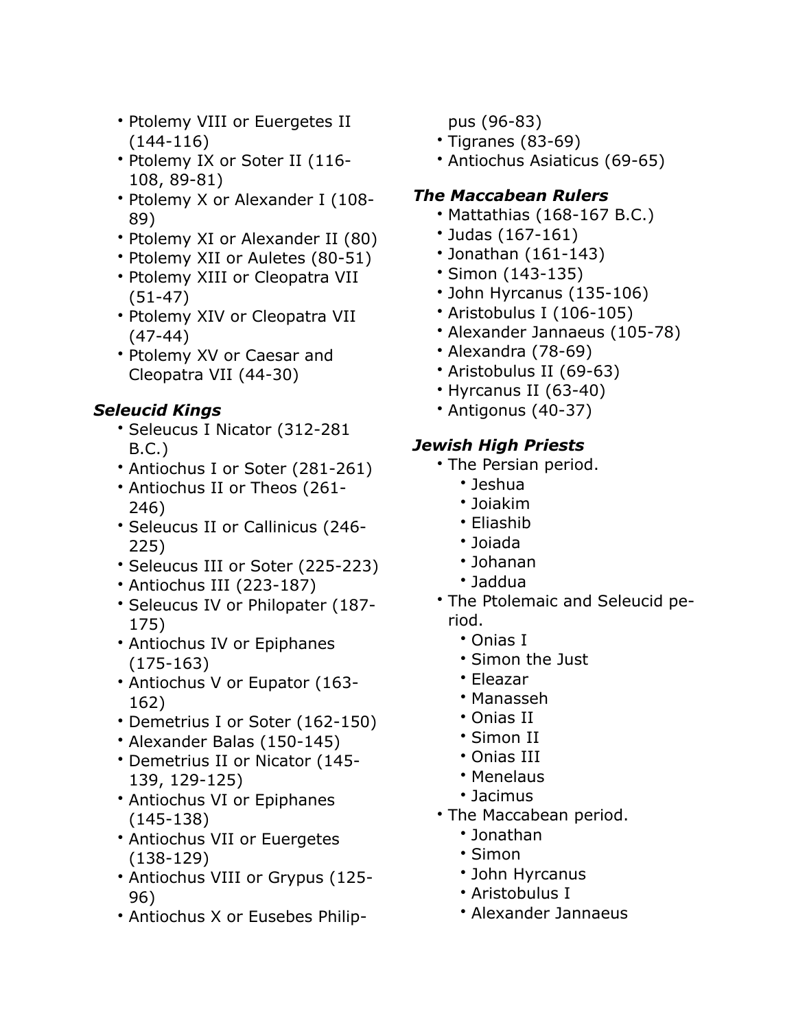- Ptolemy VIII or Euergetes II (144-116)
- Ptolemy IX or Soter II (116-108, 89-81)
- Ptolemy X or Alexander I (108-89)
- Ptolemy XI or Alexander II (80)
- Ptolemy XII or Auletes (80-51)
- Ptolemy XIII or Cleopatra VII (51-47)
- Ptolemy XIV or Cleopatra VII (47-44)
- Ptolemy XV or Caesar and Cleopatra VII (44-30)

### *Seleucid Kings*

- Seleucus I Nicator (312-281 B.C.)
- Antiochus I or Soter (281-261)
- Antiochus II or Theos (261-246)
- Seleucus II or Callinicus (246-225)
- Seleucus III or Soter (225-223)
- Antiochus III (223-187)
- Seleucus IV or Philopater (187-175)
- Antiochus IV or Epiphanes (175-163)
- Antiochus V or Eupator (163-162)
- Demetrius I or Soter (162-150)
- Alexander Balas (150-145)
- Demetrius II or Nicator (145-139, 129-125)
- Antiochus VI or Epiphanes (145-138)
- Antiochus VII or Euergetes (138-129)
- Antiochus VIII or Grypus (125-96)
- Antiochus X or Eusebes Philippus (96-83)
- Tigranes (83-69)
- Antiochus Asiaticus (69-65)

### *The Maccabean Rulers*

- Mattathias (168-167 B.C.)
- Judas (167-161)
- Jonathan (161-143)
- Simon (143-135)
- John Hyrcanus (135-106)
- Aristobulus I (106-105)
- Alexander Jannaeus (105-78)
- Alexandra (78-69)
- Aristobulus II (69-63)
- Hyrcanus II (63-40)
- Antigonus (40-37)

### *Jewish High Priests*

- The Persian period.
    - Jeshua
    - Joiakim
    - Eliashib
    - Joiada
    - Johanan
    - Jaddua
- The Ptolemaic and Seleucid period.
    - Onias I
    - Simon the Just
    - Eleazar
    - Manasseh
    - Onias II
    - Simon II
    - Onias III
    - Menelaus
    - Jacimus
- The Maccabean period.
    - Jonathan
    - Simon
    - John Hyrcanus
    - Aristobulus I
    - Alexander Jannaeus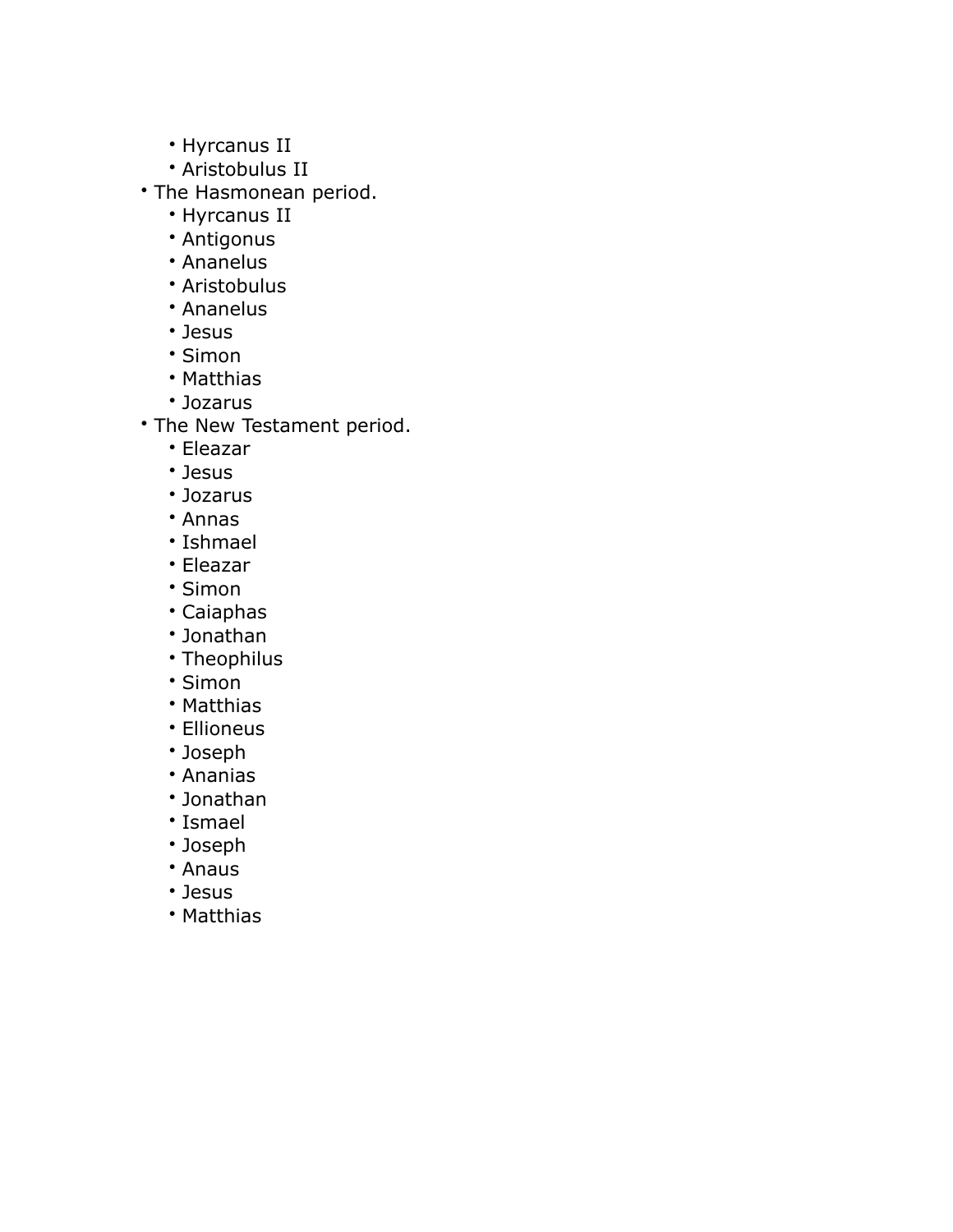- Hyrcanus II
    - Aristobulus II
- The Hasmonean period.
    - Hyrcanus II
    - Antigonus
    - Ananelus
    - Aristobulus
    - Ananelus
    - Jesus
    - Simon
    - Matthias
    - Jozarus
- The New Testament period.
    - Eleazar
    - Jesus
    - Jozarus
    - Annas
    - Ishmael
    - Eleazar
    - Simon
    - Caiaphas
    - Jonathan
    - Theophilus
    - Simon
    - Matthias
    - Ellioneus
    - Joseph
    - Ananias
    - Jonathan
    - Ismael
    - Joseph
    - Anaus
    - Jesus
    - Matthias